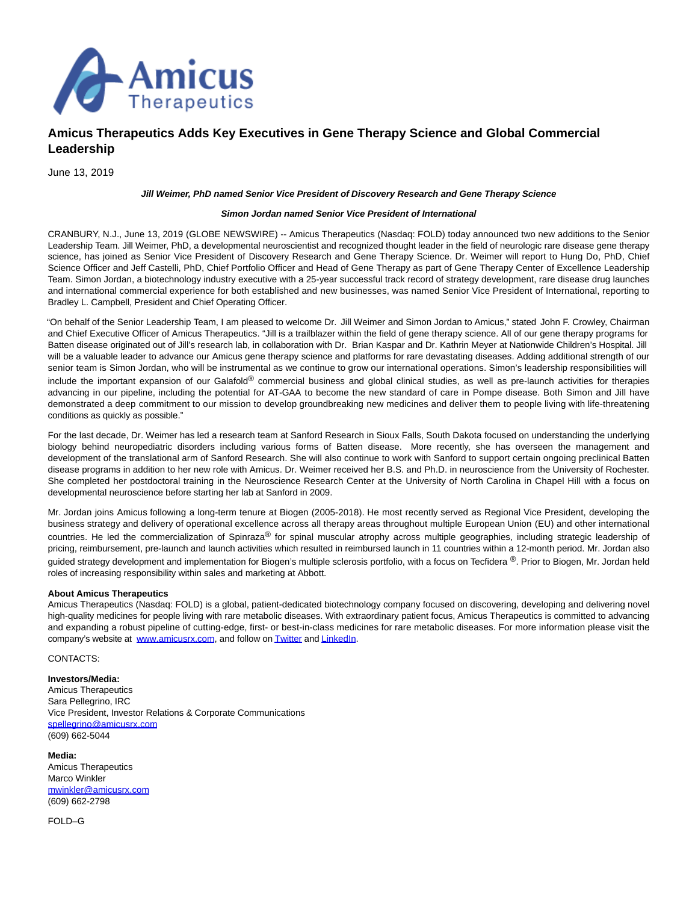# Amicus Therapeutics Adds Key Executives in Gene Therapy Science and Global Commercial Leadership

June 13, 2019

***Jill Weimer, PhD named Senior Vice President of Discovery Research and Gene Therapy Science***

***Simon Jordan named Senior Vice President of International***

CRANBURY, N.J., June 13, 2019 (GLOBE NEWSWIRE) -- Amicus Therapeutics (Nasdaq: FOLD) today announced two new additions to the Senior Leadership Team. Jill Weimer, PhD, a developmental neuroscientist and recognized thought leader in the field of neurologic rare disease gene therapy science, has joined as Senior Vice President of Discovery Research and Gene Therapy Science. Dr. Weimer will report to Hung Do, PhD, Chief Science Officer and Jeff Castelli, PhD, Chief Portfolio Officer and Head of Gene Therapy as part of Gene Therapy Center of Excellence Leadership Team. Simon Jordan, a biotechnology industry executive with a 25-year successful track record of strategy development, rare disease drug launches and international commercial experience for both established and new businesses, was named Senior Vice President of International, reporting to Bradley L. Campbell, President and Chief Operating Officer.

"On behalf of the Senior Leadership Team, I am pleased to welcome Dr. Jill Weimer and Simon Jordan to Amicus," stated John F. Crowley, Chairman and Chief Executive Officer of Amicus Therapeutics. "Jill is a trailblazer within the field of gene therapy science. All of our gene therapy programs for Batten disease originated out of Jill's research lab, in collaboration with Dr. Brian Kaspar and Dr. Kathrin Meyer at Nationwide Children's Hospital. Jill will be a valuable leader to advance our Amicus gene therapy science and platforms for rare devastating diseases. Adding additional strength of our senior team is Simon Jordan, who will be instrumental as we continue to grow our international operations. Simon's leadership responsibilities will include the important expansion of our Galafold® commercial business and global clinical studies, as well as pre-launch activities for therapies advancing in our pipeline, including the potential for AT-GAA to become the new standard of care in Pompe disease. Both Simon and Jill have demonstrated a deep commitment to our mission to develop groundbreaking new medicines and deliver them to people living with life-threatening conditions as quickly as possible."

For the last decade, Dr. Weimer has led a research team at Sanford Research in Sioux Falls, South Dakota focused on understanding the underlying biology behind neuropediatric disorders including various forms of Batten disease. More recently, she has overseen the management and development of the translational arm of Sanford Research. She will also continue to work with Sanford to support certain ongoing preclinical Batten disease programs in addition to her new role with Amicus. Dr. Weimer received her B.S. and Ph.D. in neuroscience from the University of Rochester. She completed her postdoctoral training in the Neuroscience Research Center at the University of North Carolina in Chapel Hill with a focus on developmental neuroscience before starting her lab at Sanford in 2009.

Mr. Jordan joins Amicus following a long-term tenure at Biogen (2005-2018). He most recently served as Regional Vice President, developing the business strategy and delivery of operational excellence across all therapy areas throughout multiple European Union (EU) and other international countries. He led the commercialization of Spinraza® for spinal muscular atrophy across multiple geographies, including strategic leadership of pricing, reimbursement, pre-launch and launch activities which resulted in reimbursed launch in 11 countries within a 12-month period. Mr. Jordan also guided strategy development and implementation for Biogen's multiple sclerosis portfolio, with a focus on Tecfidera ®. Prior to Biogen, Mr. Jordan held roles of increasing responsibility within sales and marketing at Abbott.

**About Amicus Therapeutics**
Amicus Therapeutics (Nasdaq: FOLD) is a global, patient-dedicated biotechnology company focused on discovering, developing and delivering novel high-quality medicines for people living with rare metabolic diseases. With extraordinary patient focus, Amicus Therapeutics is committed to advancing and expanding a robust pipeline of cutting-edge, first- or best-in-class medicines for rare metabolic diseases. For more information please visit the company's website at www.amicusrx.com, and follow on Twitter and LinkedIn.

CONTACTS:

**Investors/Media:**
Amicus Therapeutics
Sara Pellegrino, IRC
Vice President, Investor Relations & Corporate Communications
spellegrino@amicusrx.com
(609) 662-5044

**Media:**
Amicus Therapeutics
Marco Winkler
mwinkler@amicusrx.com
(609) 662-2798

FOLD–G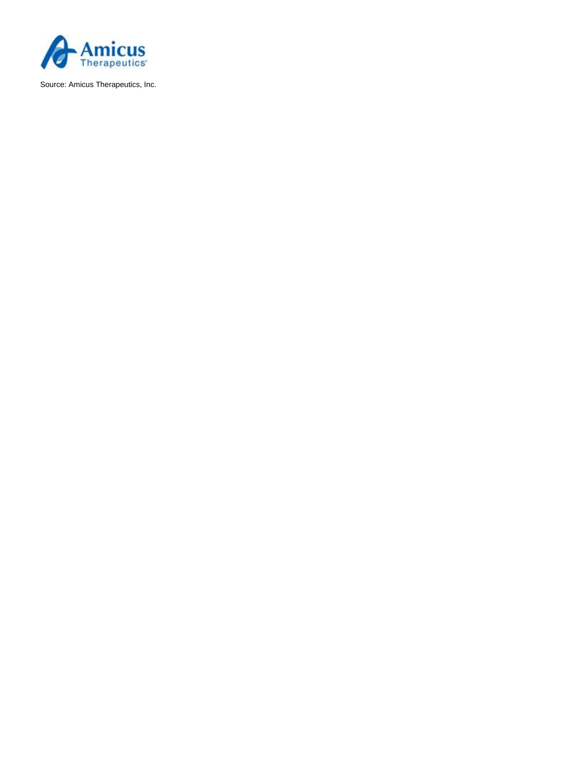Source: Amicus Therapeutics, Inc.